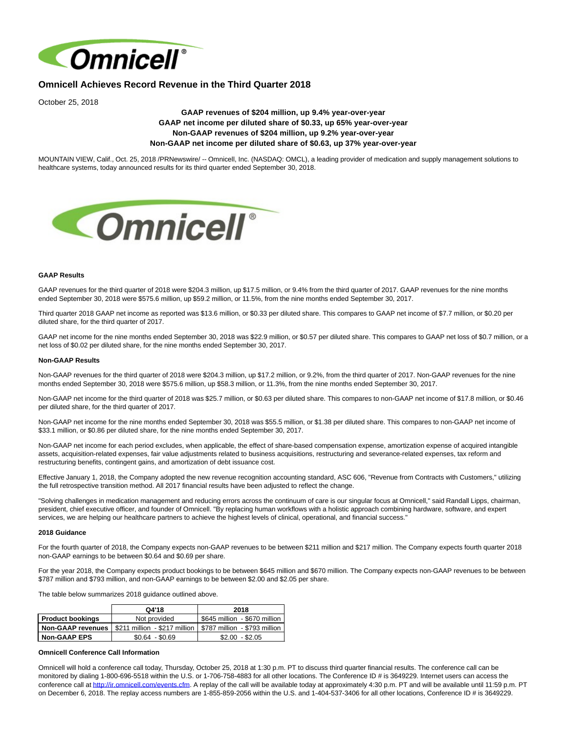# Omnicell Achieves Record Revenue in the Third Quarter 2018

October 25, 2018

**GAAP revenues of $204 million, up 9.4% year-over-year**
**GAAP net income per diluted share of $0.33, up 65% year-over-year**
**Non-GAAP revenues of $204 million, up 9.2% year-over-year**
**Non-GAAP net income per diluted share of $0.63, up 37% year-over-year**

MOUNTAIN VIEW, Calif., Oct. 25, 2018 /PRNewswire/ -- Omnicell, Inc. (NASDAQ: OMCL), a leading provider of medication and supply management solutions to healthcare systems, today announced results for its third quarter ended September 30, 2018.

### GAAP Results

GAAP revenues for the third quarter of 2018 were $204.3 million, up $17.5 million, or 9.4% from the third quarter of 2017. GAAP revenues for the nine months ended September 30, 2018 were $575.6 million, up $59.2 million, or 11.5%, from the nine months ended September 30, 2017.

Third quarter 2018 GAAP net income as reported was $13.6 million, or $0.33 per diluted share. This compares to GAAP net income of $7.7 million, or $0.20 per diluted share, for the third quarter of 2017.

GAAP net income for the nine months ended September 30, 2018 was $22.9 million, or $0.57 per diluted share. This compares to GAAP net loss of $0.7 million, or a net loss of $0.02 per diluted share, for the nine months ended September 30, 2017.

### Non-GAAP Results

Non-GAAP revenues for the third quarter of 2018 were $204.3 million, up $17.2 million, or 9.2%, from the third quarter of 2017. Non-GAAP revenues for the nine months ended September 30, 2018 were $575.6 million, up $58.3 million, or 11.3%, from the nine months ended September 30, 2017.

Non-GAAP net income for the third quarter of 2018 was $25.7 million, or $0.63 per diluted share. This compares to non-GAAP net income of $17.8 million, or $0.46 per diluted share, for the third quarter of 2017.

Non-GAAP net income for the nine months ended September 30, 2018 was $55.5 million, or $1.38 per diluted share. This compares to non-GAAP net income of $33.1 million, or $0.86 per diluted share, for the nine months ended September 30, 2017.

Non-GAAP net income for each period excludes, when applicable, the effect of share-based compensation expense, amortization expense of acquired intangible assets, acquisition-related expenses, fair value adjustments related to business acquisitions, restructuring and severance-related expenses, tax reform and restructuring benefits, contingent gains, and amortization of debt issuance cost.

Effective January 1, 2018, the Company adopted the new revenue recognition accounting standard, ASC 606, "Revenue from Contracts with Customers," utilizing the full retrospective transition method. All 2017 financial results have been adjusted to reflect the change.

"Solving challenges in medication management and reducing errors across the continuum of care is our singular focus at Omnicell," said Randall Lipps, chairman, president, chief executive officer, and founder of Omnicell. "By replacing human workflows with a holistic approach combining hardware, software, and expert services, we are helping our healthcare partners to achieve the highest levels of clinical, operational, and financial success."

### 2018 Guidance

For the fourth quarter of 2018, the Company expects non-GAAP revenues to be between $211 million and $217 million. The Company expects fourth quarter 2018 non-GAAP earnings to be between $0.64 and $0.69 per share.

For the year 2018, the Company expects product bookings to be between $645 million and $670 million. The Company expects non-GAAP revenues to be between $787 million and $793 million, and non-GAAP earnings to be between $2.00 and $2.05 per share.

The table below summarizes 2018 guidance outlined above.

| | Q4'18 | 2018 |
|---|---|---|
| **Product bookings** | Not provided | $645 million - $670 million |
| **Non-GAAP revenues** | $211 million - $217 million | $787 million - $793 million |
| **Non-GAAP EPS** | $0.64 - $0.69 | $2.00 - $2.05 |

### Omnicell Conference Call Information

Omnicell will hold a conference call today, Thursday, October 25, 2018 at 1:30 p.m. PT to discuss third quarter financial results. The conference call can be monitored by dialing 1-800-696-5518 within the U.S. or 1-706-758-4883 for all other locations. The Conference ID # is 3649229. Internet users can access the conference call at http://ir.omnicell.com/events.cfm. A replay of the call will be available today at approximately 4:30 p.m. PT and will be available until 11:59 p.m. PT on December 6, 2018. The replay access numbers are 1-855-859-2056 within the U.S. and 1-404-537-3406 for all other locations, Conference ID # is 3649229.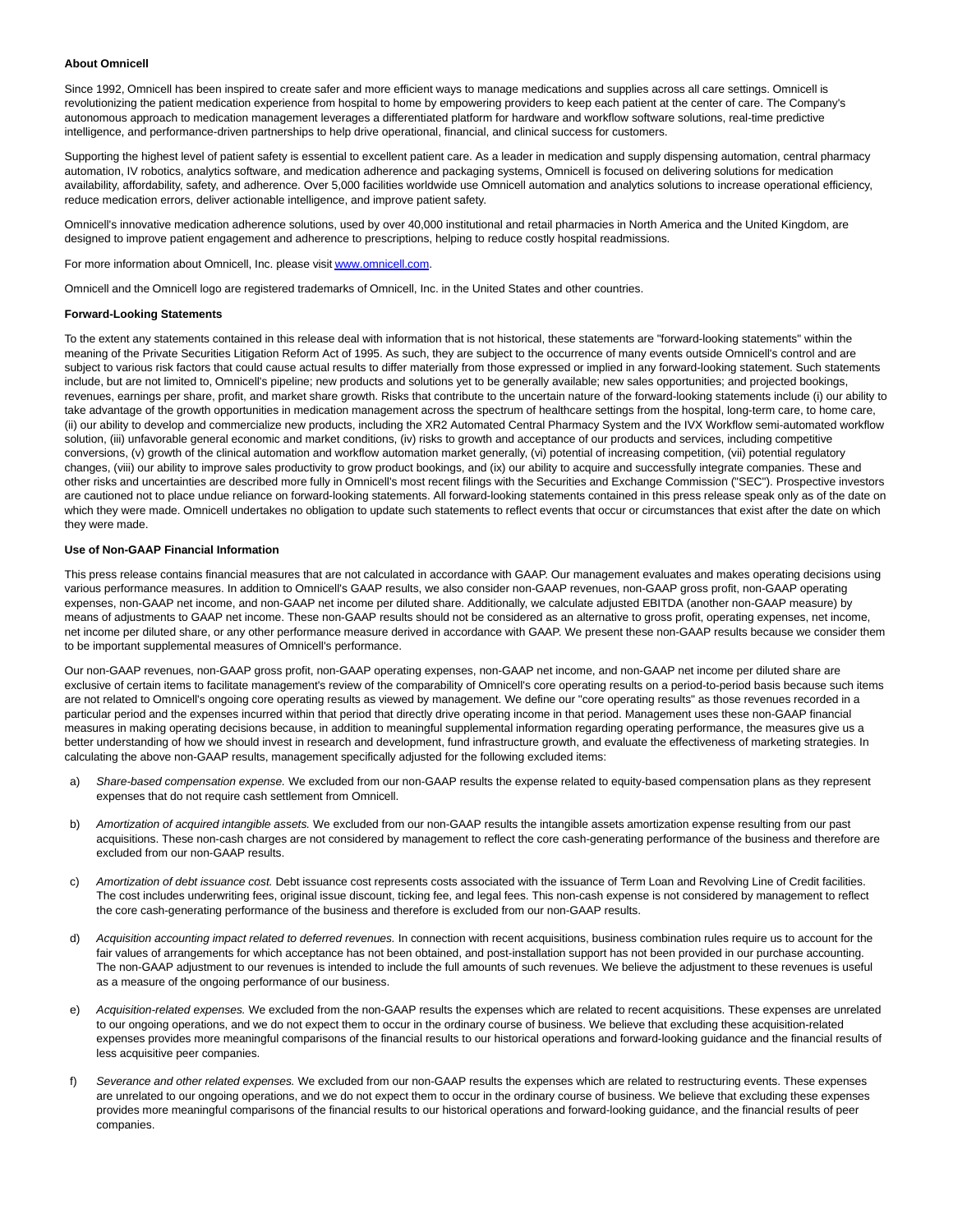**About Omnicell**

Since 1992, Omnicell has been inspired to create safer and more efficient ways to manage medications and supplies across all care settings. Omnicell is revolutionizing the patient medication experience from hospital to home by empowering providers to keep each patient at the center of care. The Company's autonomous approach to medication management leverages a differentiated platform for hardware and workflow software solutions, real-time predictive intelligence, and performance-driven partnerships to help drive operational, financial, and clinical success for customers.

Supporting the highest level of patient safety is essential to excellent patient care. As a leader in medication and supply dispensing automation, central pharmacy automation, IV robotics, analytics software, and medication adherence and packaging systems, Omnicell is focused on delivering solutions for medication availability, affordability, safety, and adherence. Over 5,000 facilities worldwide use Omnicell automation and analytics solutions to increase operational efficiency, reduce medication errors, deliver actionable intelligence, and improve patient safety.

Omnicell's innovative medication adherence solutions, used by over 40,000 institutional and retail pharmacies in North America and the United Kingdom, are designed to improve patient engagement and adherence to prescriptions, helping to reduce costly hospital readmissions.

For more information about Omnicell, Inc. please visit [www.omnicell.com](http://www.omnicell.com).

Omnicell and the Omnicell logo are registered trademarks of Omnicell, Inc. in the United States and other countries.

**Forward-Looking Statements**

To the extent any statements contained in this release deal with information that is not historical, these statements are "forward-looking statements" within the meaning of the Private Securities Litigation Reform Act of 1995. As such, they are subject to the occurrence of many events outside Omnicell's control and are subject to various risk factors that could cause actual results to differ materially from those expressed or implied in any forward-looking statement. Such statements include, but are not limited to, Omnicell's pipeline; new products and solutions yet to be generally available; new sales opportunities; and projected bookings, revenues, earnings per share, profit, and market share growth. Risks that contribute to the uncertain nature of the forward-looking statements include (i) our ability to take advantage of the growth opportunities in medication management across the spectrum of healthcare settings from the hospital, long-term care, to home care, (ii) our ability to develop and commercialize new products, including the XR2 Automated Central Pharmacy System and the IVX Workflow semi-automated workflow solution, (iii) unfavorable general economic and market conditions, (iv) risks to growth and acceptance of our products and services, including competitive conversions, (v) growth of the clinical automation and workflow automation market generally, (vi) potential of increasing competition, (vii) potential regulatory changes, (viii) our ability to improve sales productivity to grow product bookings, and (ix) our ability to acquire and successfully integrate companies. These and other risks and uncertainties are described more fully in Omnicell's most recent filings with the Securities and Exchange Commission ("SEC"). Prospective investors are cautioned not to place undue reliance on forward-looking statements. All forward-looking statements contained in this press release speak only as of the date on which they were made. Omnicell undertakes no obligation to update such statements to reflect events that occur or circumstances that exist after the date on which they were made.

**Use of Non-GAAP Financial Information**

This press release contains financial measures that are not calculated in accordance with GAAP. Our management evaluates and makes operating decisions using various performance measures. In addition to Omnicell's GAAP results, we also consider non-GAAP revenues, non-GAAP gross profit, non-GAAP operating expenses, non-GAAP net income, and non-GAAP net income per diluted share. Additionally, we calculate adjusted EBITDA (another non-GAAP measure) by means of adjustments to GAAP net income. These non-GAAP results should not be considered as an alternative to gross profit, operating expenses, net income, net income per diluted share, or any other performance measure derived in accordance with GAAP. We present these non-GAAP results because we consider them to be important supplemental measures of Omnicell's performance.

Our non-GAAP revenues, non-GAAP gross profit, non-GAAP operating expenses, non-GAAP net income, and non-GAAP net income per diluted share are exclusive of certain items to facilitate management's review of the comparability of Omnicell's core operating results on a period-to-period basis because such items are not related to Omnicell's ongoing core operating results as viewed by management. We define our "core operating results" as those revenues recorded in a particular period and the expenses incurred within that period that directly drive operating income in that period. Management uses these non-GAAP financial measures in making operating decisions because, in addition to meaningful supplemental information regarding operating performance, the measures give us a better understanding of how we should invest in research and development, fund infrastructure growth, and evaluate the effectiveness of marketing strategies. In calculating the above non-GAAP results, management specifically adjusted for the following excluded items:

a) *Share-based compensation expense.* We excluded from our non-GAAP results the expense related to equity-based compensation plans as they represent expenses that do not require cash settlement from Omnicell.

b) *Amortization of acquired intangible assets.* We excluded from our non-GAAP results the intangible assets amortization expense resulting from our past acquisitions. These non-cash charges are not considered by management to reflect the core cash-generating performance of the business and therefore are excluded from our non-GAAP results.

c) *Amortization of debt issuance cost.* Debt issuance cost represents costs associated with the issuance of Term Loan and Revolving Line of Credit facilities. The cost includes underwriting fees, original issue discount, ticking fee, and legal fees. This non-cash expense is not considered by management to reflect the core cash-generating performance of the business and therefore is excluded from our non-GAAP results.

d) *Acquisition accounting impact related to deferred revenues.* In connection with recent acquisitions, business combination rules require us to account for the fair values of arrangements for which acceptance has not been obtained, and post-installation support has not been provided in our purchase accounting. The non-GAAP adjustment to our revenues is intended to include the full amounts of such revenues. We believe the adjustment to these revenues is useful as a measure of the ongoing performance of our business.

e) *Acquisition-related expenses.* We excluded from the non-GAAP results the expenses which are related to recent acquisitions. These expenses are unrelated to our ongoing operations, and we do not expect them to occur in the ordinary course of business. We believe that excluding these acquisition-related expenses provides more meaningful comparisons of the financial results to our historical operations and forward-looking guidance and the financial results of less acquisitive peer companies.

f) *Severance and other related expenses.* We excluded from our non-GAAP results the expenses which are related to restructuring events. These expenses are unrelated to our ongoing operations, and we do not expect them to occur in the ordinary course of business. We believe that excluding these expenses provides more meaningful comparisons of the financial results to our historical operations and forward-looking guidance, and the financial results of peer companies.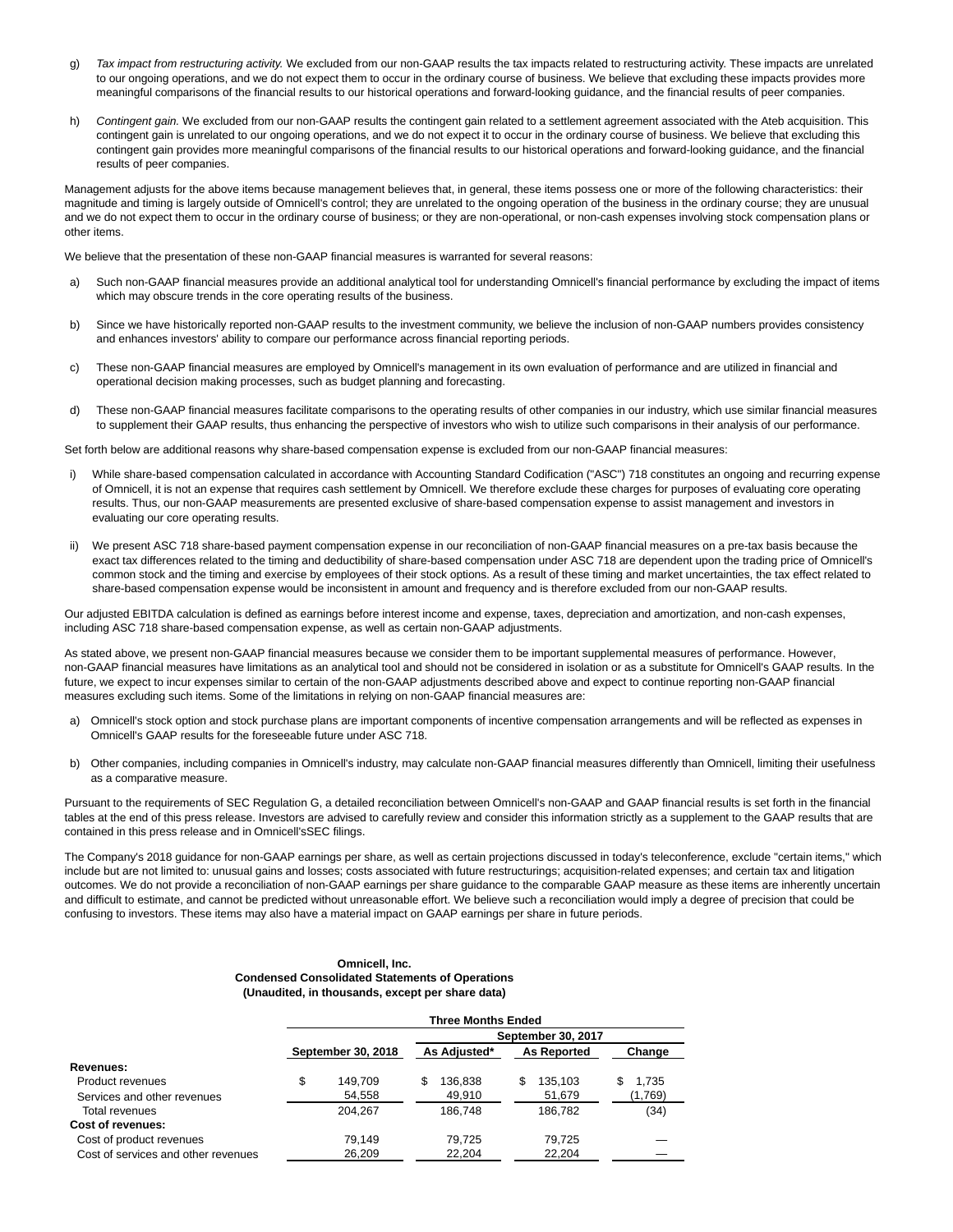g) *Tax impact from restructuring activity.* We excluded from our non-GAAP results the tax impacts related to restructuring activity. These impacts are unrelated to our ongoing operations, and we do not expect them to occur in the ordinary course of business. We believe that excluding these impacts provides more meaningful comparisons of the financial results to our historical operations and forward-looking guidance, and the financial results of peer companies.

h) *Contingent gain.* We excluded from our non-GAAP results the contingent gain related to a settlement agreement associated with the Ateb acquisition. This contingent gain is unrelated to our ongoing operations, and we do not expect it to occur in the ordinary course of business. We believe that excluding this contingent gain provides more meaningful comparisons of the financial results to our historical operations and forward-looking guidance, and the financial results of peer companies.

Management adjusts for the above items because management believes that, in general, these items possess one or more of the following characteristics: their magnitude and timing is largely outside of Omnicell's control; they are unrelated to the ongoing operation of the business in the ordinary course; they are unusual and we do not expect them to occur in the ordinary course of business; or they are non-operational, or non-cash expenses involving stock compensation plans or other items.

We believe that the presentation of these non-GAAP financial measures is warranted for several reasons:

a) Such non-GAAP financial measures provide an additional analytical tool for understanding Omnicell's financial performance by excluding the impact of items which may obscure trends in the core operating results of the business.

b) Since we have historically reported non-GAAP results to the investment community, we believe the inclusion of non-GAAP numbers provides consistency and enhances investors' ability to compare our performance across financial reporting periods.

c) These non-GAAP financial measures are employed by Omnicell's management in its own evaluation of performance and are utilized in financial and operational decision making processes, such as budget planning and forecasting.

d) These non-GAAP financial measures facilitate comparisons to the operating results of other companies in our industry, which use similar financial measures to supplement their GAAP results, thus enhancing the perspective of investors who wish to utilize such comparisons in their analysis of our performance.

Set forth below are additional reasons why share-based compensation expense is excluded from our non-GAAP financial measures:

i) While share-based compensation calculated in accordance with Accounting Standard Codification ("ASC") 718 constitutes an ongoing and recurring expense of Omnicell, it is not an expense that requires cash settlement by Omnicell. We therefore exclude these charges for purposes of evaluating core operating results. Thus, our non-GAAP measurements are presented exclusive of share-based compensation expense to assist management and investors in evaluating our core operating results.

ii) We present ASC 718 share-based payment compensation expense in our reconciliation of non-GAAP financial measures on a pre-tax basis because the exact tax differences related to the timing and deductibility of share-based compensation under ASC 718 are dependent upon the trading price of Omnicell's common stock and the timing and exercise by employees of their stock options. As a result of these timing and market uncertainties, the tax effect related to share-based compensation expense would be inconsistent in amount and frequency and is therefore excluded from our non-GAAP results.

Our adjusted EBITDA calculation is defined as earnings before interest income and expense, taxes, depreciation and amortization, and non-cash expenses, including ASC 718 share-based compensation expense, as well as certain non-GAAP adjustments.

As stated above, we present non-GAAP financial measures because we consider them to be important supplemental measures of performance. However, non-GAAP financial measures have limitations as an analytical tool and should not be considered in isolation or as a substitute for Omnicell's GAAP results. In the future, we expect to incur expenses similar to certain of the non-GAAP adjustments described above and expect to continue reporting non-GAAP financial measures excluding such items. Some of the limitations in relying on non-GAAP financial measures are:

a) Omnicell's stock option and stock purchase plans are important components of incentive compensation arrangements and will be reflected as expenses in Omnicell's GAAP results for the foreseeable future under ASC 718.

b) Other companies, including companies in Omnicell's industry, may calculate non-GAAP financial measures differently than Omnicell, limiting their usefulness as a comparative measure.

Pursuant to the requirements of SEC Regulation G, a detailed reconciliation between Omnicell's non-GAAP and GAAP financial results is set forth in the financial tables at the end of this press release. Investors are advised to carefully review and consider this information strictly as a supplement to the GAAP results that are contained in this press release and in Omnicell'sSEC filings.

The Company's 2018 guidance for non-GAAP earnings per share, as well as certain projections discussed in today's teleconference, exclude "certain items," which include but are not limited to: unusual gains and losses; costs associated with future restructurings; acquisition-related expenses; and certain tax and litigation outcomes. We do not provide a reconciliation of non-GAAP earnings per share guidance to the comparable GAAP measure as these items are inherently uncertain and difficult to estimate, and cannot be predicted without unreasonable effort. We believe such a reconciliation would imply a degree of precision that could be confusing to investors. These items may also have a material impact on GAAP earnings per share in future periods.

**Omnicell, Inc.**
**Condensed Consolidated Statements of Operations**
**(Unaudited, in thousands, except per share data)**

| | Three Months Ended | | | |
|---|---|---|---|---|
| | | September 30, 2017 | | |
| | September 30, 2018 | As Adjusted* | As Reported | Change |
| **Revenues:** | | | | |
| Product revenues | $ 149,709 | $ 136,838 | $ 135,103 | $ 1,735 |
| Services and other revenues | 54,558 | 49,910 | 51,679 | (1,769) |
| Total revenues | 204,267 | 186,748 | 186,782 | (34) |
| **Cost of revenues:** | | | | |
| Cost of product revenues | 79,149 | 79,725 | 79,725 | — |
| Cost of services and other revenues | 26,209 | 22,204 | 22,204 | — |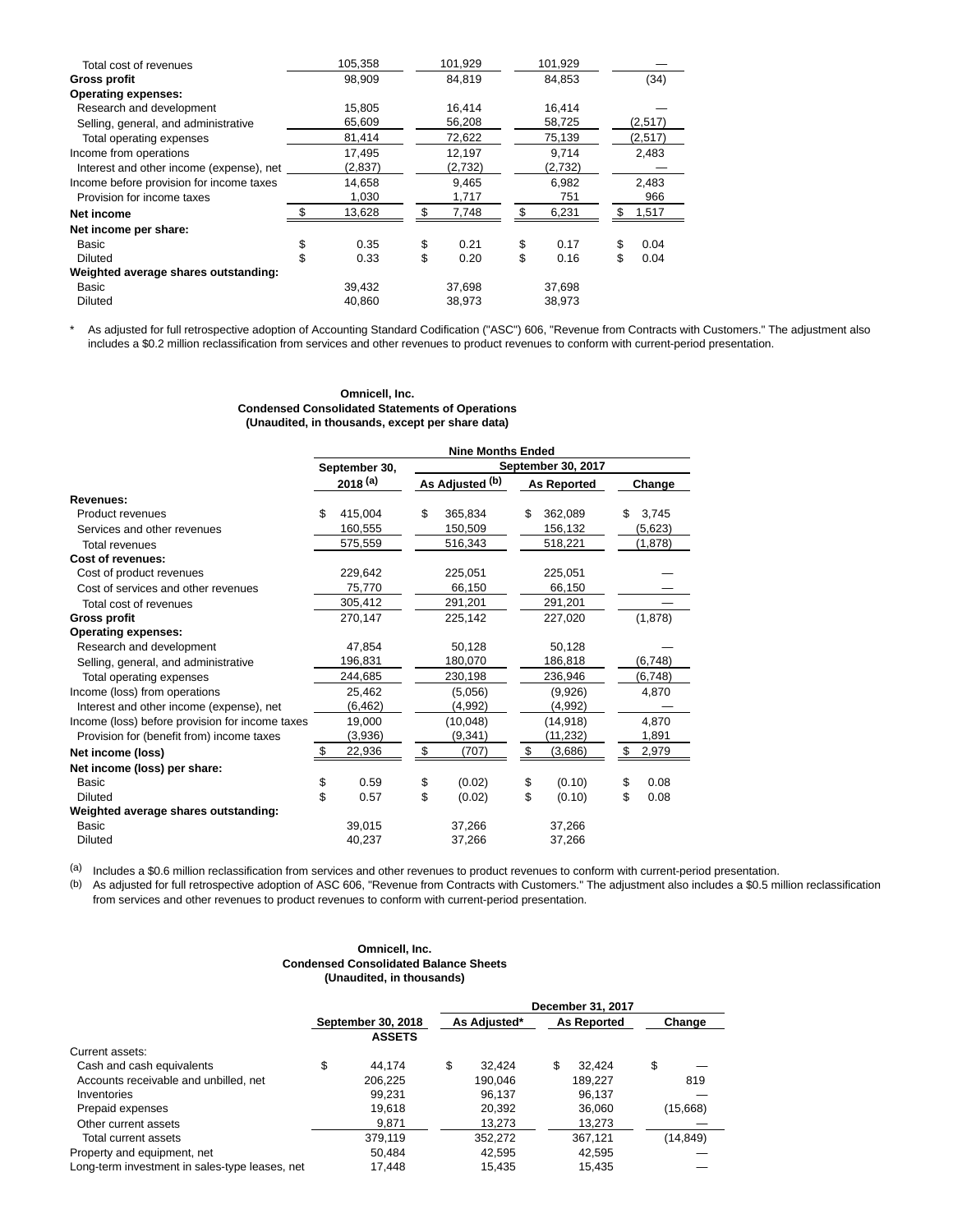| | | | | |
|---|---|---|---|---|
| Total cost of revenues | 105,358 | 101,929 | 101,929 | — |
| **Gross profit** | 98,909 | 84,819 | 84,853 | (34) |
| **Operating expenses:** | | | | |
| Research and development | 15,805 | 16,414 | 16,414 | — |
| Selling, general, and administrative | 65,609 | 56,208 | 58,725 | (2,517) |
| Total operating expenses | 81,414 | 72,622 | 75,139 | (2,517) |
| Income from operations | 17,495 | 12,197 | 9,714 | 2,483 |
| Interest and other income (expense), net | (2,837) | (2,732) | (2,732) | — |
| Income before provision for income taxes | 14,658 | 9,465 | 6,982 | 2,483 |
| Provision for income taxes | 1,030 | 1,717 | 751 | 966 |
| **Net income** | $ 13,628 | $ 7,748 | $ 6,231 | $ 1,517 |
| **Net income per share:** | | | | |
| Basic | $ 0.35 | $ 0.21 | $ 0.17 | $ 0.04 |
| Diluted | $ 0.33 | $ 0.20 | $ 0.16 | $ 0.04 |
| **Weighted average shares outstanding:** | | | | |
| Basic | 39,432 | 37,698 | 37,698 | |
| Diluted | 40,860 | 38,973 | 38,973 | |

* As adjusted for full retrospective adoption of Accounting Standard Codification ("ASC") 606, "Revenue from Contracts with Customers." The adjustment also includes a $0.2 million reclassification from services and other revenues to product revenues to conform with current-period presentation.

**Omnicell, Inc.**
**Condensed Consolidated Statements of Operations**
**(Unaudited, in thousands, except per share data)**

| | Nine Months Ended | | | |
|---|---|---|---|---|
| | September 30, 2018 [(a)] | September 30, 2017 | | |
| | | As Adjusted [(b)] | As Reported | Change |
| **Revenues:** | | | | |
| Product revenues | $ 415,004 | $ 365,834 | $ 362,089 | $ 3,745 |
| Services and other revenues | 160,555 | 150,509 | 156,132 | (5,623) |
| Total revenues | 575,559 | 516,343 | 518,221 | (1,878) |
| **Cost of revenues:** | | | | |
| Cost of product revenues | 229,642 | 225,051 | 225,051 | — |
| Cost of services and other revenues | 75,770 | 66,150 | 66,150 | — |
| Total cost of revenues | 305,412 | 291,201 | 291,201 | — |
| **Gross profit** | 270,147 | 225,142 | 227,020 | (1,878) |
| **Operating expenses:** | | | | |
| Research and development | 47,854 | 50,128 | 50,128 | — |
| Selling, general, and administrative | 196,831 | 180,070 | 186,818 | (6,748) |
| Total operating expenses | 244,685 | 230,198 | 236,946 | (6,748) |
| Income (loss) from operations | 25,462 | (5,056) | (9,926) | 4,870 |
| Interest and other income (expense), net | (6,462) | (4,992) | (4,992) | — |
| Income (loss) before provision for income taxes | 19,000 | (10,048) | (14,918) | 4,870 |
| Provision for (benefit from) income taxes | (3,936) | (9,341) | (11,232) | 1,891 |
| **Net income (loss)** | $ 22,936 | $ (707) | $ (3,686) | $ 2,979 |
| **Net income (loss) per share:** | | | | |
| Basic | $ 0.59 | $ (0.02) | $ (0.10) | $ 0.08 |
| Diluted | $ 0.57 | $ (0.02) | $ (0.10) | $ 0.08 |
| **Weighted average shares outstanding:** | | | | |
| Basic | 39,015 | 37,266 | 37,266 | |
| Diluted | 40,237 | 37,266 | 37,266 | |

(a) Includes a $0.6 million reclassification from services and other revenues to product revenues to conform with current-period presentation.

(b) As adjusted for full retrospective adoption of ASC 606, "Revenue from Contracts with Customers." The adjustment also includes a $0.5 million reclassification from services and other revenues to product revenues to conform with current-period presentation.

**Omnicell, Inc.**
**Condensed Consolidated Balance Sheets**
**(Unaudited, in thousands)**

| | | December 31, 2017 | | |
|---|---|---|---|---|
| | September 30, 2018 | As Adjusted* | As Reported | Change |
| | **ASSETS** | | | |
| Current assets: | | | | |
| Cash and cash equivalents | $ 44,174 | $ 32,424 | $ 32,424 | $ — |
| Accounts receivable and unbilled, net | 206,225 | 190,046 | 189,227 | 819 |
| Inventories | 99,231 | 96,137 | 96,137 | — |
| Prepaid expenses | 19,618 | 20,392 | 36,060 | (15,668) |
| Other current assets | 9,871 | 13,273 | 13,273 | — |
| Total current assets | 379,119 | 352,272 | 367,121 | (14,849) |
| Property and equipment, net | 50,484 | 42,595 | 42,595 | — |
| Long-term investment in sales-type leases, net | 17,448 | 15,435 | 15,435 | — |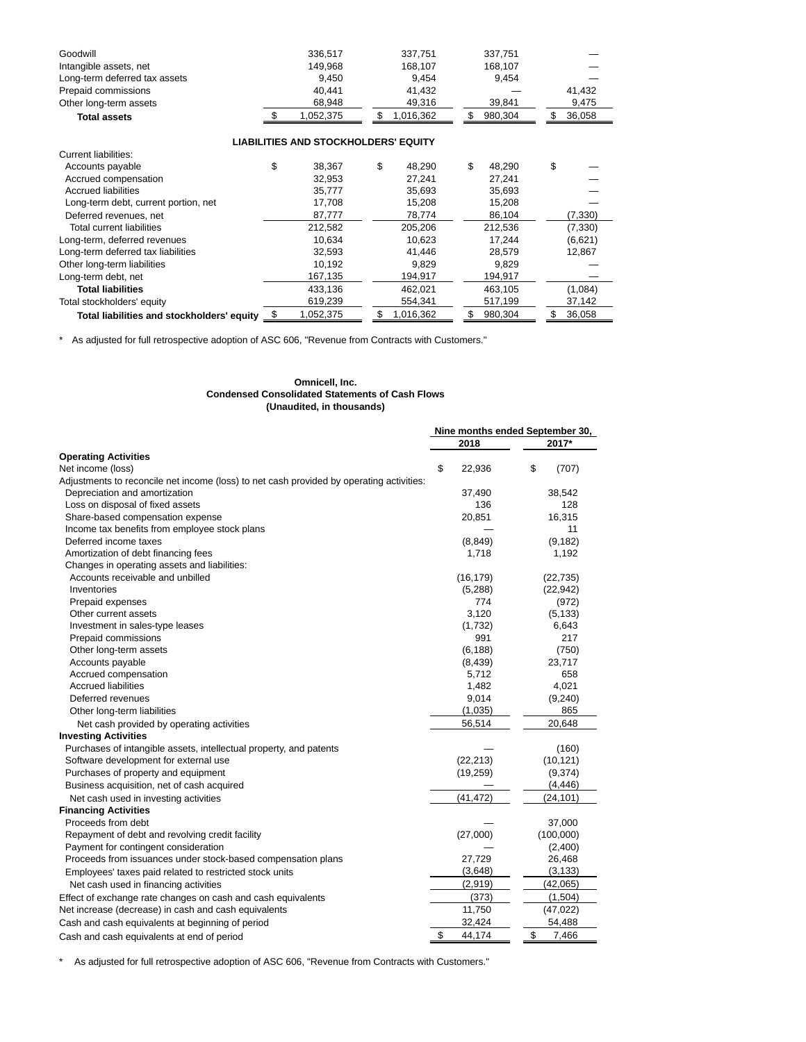| | | | | |
|---|---|---|---|---|
| Goodwill | 336,517 | 337,751 | 337,751 | — |
| Intangible assets, net | 149,968 | 168,107 | 168,107 | — |
| Long-term deferred tax assets | 9,450 | 9,454 | 9,454 | — |
| Prepaid commissions | 40,441 | 41,432 | — | 41,432 |
| Other long-term assets | 68,948 | 49,316 | 39,841 | 9,475 |
| **Total assets** | $ 1,052,375 | $ 1,016,362 | $ 980,304 | $ 36,058 |
| **LIABILITIES AND STOCKHOLDERS' EQUITY** | | | | |
| Current liabilities: | | | | |
| Accounts payable | $ 38,367 | $ 48,290 | $ 48,290 | $ — |
| Accrued compensation | 32,953 | 27,241 | 27,241 | — |
| Accrued liabilities | 35,777 | 35,693 | 35,693 | — |
| Long-term debt, current portion, net | 17,708 | 15,208 | 15,208 | — |
| Deferred revenues, net | 87,777 | 78,774 | 86,104 | (7,330) |
| Total current liabilities | 212,582 | 205,206 | 212,536 | (7,330) |
| Long-term, deferred revenues | 10,634 | 10,623 | 17,244 | (6,621) |
| Long-term deferred tax liabilities | 32,593 | 41,446 | 28,579 | 12,867 |
| Other long-term liabilities | 10,192 | 9,829 | 9,829 | — |
| Long-term debt, net | 167,135 | 194,917 | 194,917 | — |
| **Total liabilities** | 433,136 | 462,021 | 463,105 | (1,084) |
| Total stockholders' equity | 619,239 | 554,341 | 517,199 | 37,142 |
| **Total liabilities and stockholders' equity** | $ 1,052,375 | $ 1,016,362 | $ 980,304 | $ 36,058 |

\* As adjusted for full retrospective adoption of ASC 606, "Revenue from Contracts with Customers."

**Omnicell, Inc.**
**Condensed Consolidated Statements of Cash Flows**
**(Unaudited, in thousands)**

| | Nine months ended September 30, | |
|---|---|---|
| | 2018 | 2017* |
| **Operating Activities** | | |
| Net income (loss) | $ 22,936 | $ (707) |
| Adjustments to reconcile net income (loss) to net cash provided by operating activities: | | |
| Depreciation and amortization | 37,490 | 38,542 |
| Loss on disposal of fixed assets | 136 | 128 |
| Share-based compensation expense | 20,851 | 16,315 |
| Income tax benefits from employee stock plans | — | 11 |
| Deferred income taxes | (8,849) | (9,182) |
| Amortization of debt financing fees | 1,718 | 1,192 |
| Changes in operating assets and liabilities: | | |
| Accounts receivable and unbilled | (16,179) | (22,735) |
| Inventories | (5,288) | (22,942) |
| Prepaid expenses | 774 | (972) |
| Other current assets | 3,120 | (5,133) |
| Investment in sales-type leases | (1,732) | 6,643 |
| Prepaid commissions | 991 | 217 |
| Other long-term assets | (6,188) | (750) |
| Accounts payable | (8,439) | 23,717 |
| Accrued compensation | 5,712 | 658 |
| Accrued liabilities | 1,482 | 4,021 |
| Deferred revenues | 9,014 | (9,240) |
| Other long-term liabilities | (1,035) | 865 |
| Net cash provided by operating activities | 56,514 | 20,648 |
| **Investing Activities** | | |
| Purchases of intangible assets, intellectual property, and patents | — | (160) |
| Software development for external use | (22,213) | (10,121) |
| Purchases of property and equipment | (19,259) | (9,374) |
| Business acquisition, net of cash acquired | — | (4,446) |
| Net cash used in investing activities | (41,472) | (24,101) |
| **Financing Activities** | | |
| Proceeds from debt | — | 37,000 |
| Repayment of debt and revolving credit facility | (27,000) | (100,000) |
| Payment for contingent consideration | — | (2,400) |
| Proceeds from issuances under stock-based compensation plans | 27,729 | 26,468 |
| Employees' taxes paid related to restricted stock units | (3,648) | (3,133) |
| Net cash used in financing activities | (2,919) | (42,065) |
| Effect of exchange rate changes on cash and cash equivalents | (373) | (1,504) |
| Net increase (decrease) in cash and cash equivalents | 11,750 | (47,022) |
| Cash and cash equivalents at beginning of period | 32,424 | 54,488 |
| Cash and cash equivalents at end of period | $ 44,174 | $ 7,466 |

\* As adjusted for full retrospective adoption of ASC 606, "Revenue from Contracts with Customers."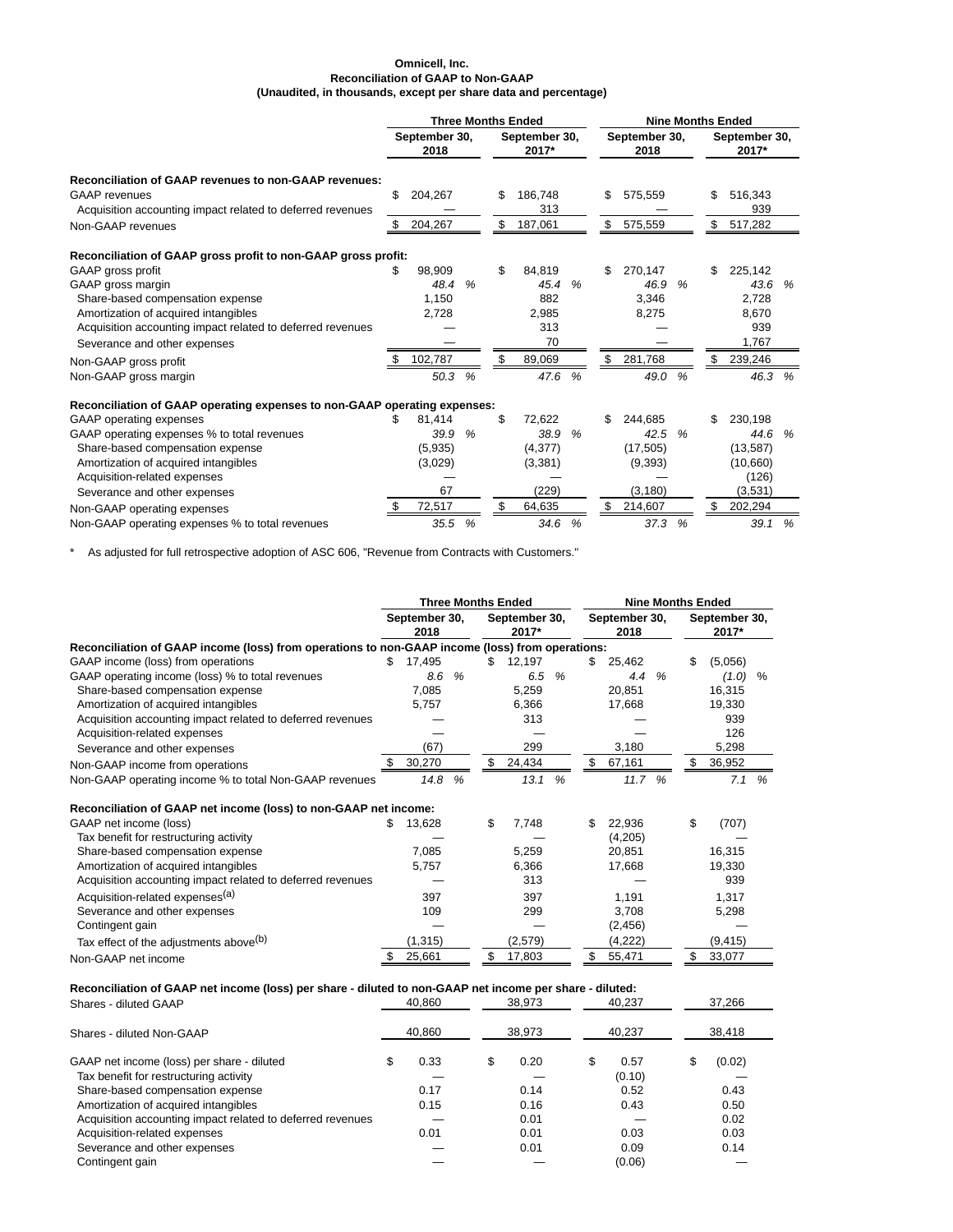**Omnicell, Inc.**
**Reconciliation of GAAP to Non-GAAP**
**(Unaudited, in thousands, except per share data and percentage)**

| | Three Months Ended | | Nine Months Ended | |
|---|---|---|---|---|
| | September 30, 2018 | September 30, 2017* | September 30, 2018 | September 30, 2017* |
| **Reconciliation of GAAP revenues to non-GAAP revenues:** | | | | |
| GAAP revenues | $ 204,267 | $ 186,748 | $ 575,559 | $ 516,343 |
| Acquisition accounting impact related to deferred revenues | — | 313 | — | 939 |
| Non-GAAP revenues | $ 204,267 | $ 187,061 | $ 575,559 | $ 517,282 |
| **Reconciliation of GAAP gross profit to non-GAAP gross profit:** | | | | |
| GAAP gross profit | $ 98,909 | $ 84,819 | $ 270,147 | $ 225,142 |
| GAAP gross margin | 48.4 % | 45.4 % | 46.9 % | 43.6 % |
| Share-based compensation expense | 1,150 | 882 | 3,346 | 2,728 |
| Amortization of acquired intangibles | 2,728 | 2,985 | 8,275 | 8,670 |
| Acquisition accounting impact related to deferred revenues | — | 313 | — | 939 |
| Severance and other expenses | — | 70 | — | 1,767 |
| Non-GAAP gross profit | $ 102,787 | $ 89,069 | $ 281,768 | $ 239,246 |
| Non-GAAP gross margin | 50.3 % | 47.6 % | 49.0 % | 46.3 % |
| **Reconciliation of GAAP operating expenses to non-GAAP operating expenses:** | | | | |
| GAAP operating expenses | $ 81,414 | $ 72,622 | $ 244,685 | $ 230,198 |
| GAAP operating expenses % to total revenues | 39.9 % | 38.9 % | 42.5 % | 44.6 % |
| Share-based compensation expense | (5,935) | (4,377) | (17,505) | (13,587) |
| Amortization of acquired intangibles | (3,029) | (3,381) | (9,393) | (10,660) |
| Acquisition-related expenses | — | — | — | (126) |
| Severance and other expenses | 67 | (229) | (3,180) | (3,531) |
| Non-GAAP operating expenses | $ 72,517 | $ 64,635 | $ 214,607 | $ 202,294 |
| Non-GAAP operating expenses % to total revenues | 35.5 % | 34.6 % | 37.3 % | 39.1 % |

\* As adjusted for full retrospective adoption of ASC 606, "Revenue from Contracts with Customers."

| | Three Months Ended | | Nine Months Ended | |
|---|---|---|---|---|
| | September 30, 2018 | September 30, 2017* | September 30, 2018 | September 30, 2017* |
| **Reconciliation of GAAP income (loss) from operations to non-GAAP income (loss) from operations:** | | | | |
| GAAP income (loss) from operations | $ 17,495 | $ 12,197 | $ 25,462 | $ (5,056) |
| GAAP operating income (loss) % to total revenues | 8.6 % | 6.5 % | 4.4 % | (1.0) % |
| Share-based compensation expense | 7,085 | 5,259 | 20,851 | 16,315 |
| Amortization of acquired intangibles | 5,757 | 6,366 | 17,668 | 19,330 |
| Acquisition accounting impact related to deferred revenues | — | 313 | — | 939 |
| Acquisition-related expenses | — | — | — | 126 |
| Severance and other expenses | (67) | 299 | 3,180 | 5,298 |
| Non-GAAP income from operations | $ 30,270 | $ 24,434 | $ 67,161 | $ 36,952 |
| Non-GAAP operating income % to total Non-GAAP revenues | 14.8 % | 13.1 % | 11.7 % | 7.1 % |
| **Reconciliation of GAAP net income (loss) to non-GAAP net income:** | | | | |
| GAAP net income (loss) | $ 13,628 | $ 7,748 | $ 22,936 | $ (707) |
| Tax benefit for restructuring activity | — | — | (4,205) | — |
| Share-based compensation expense | 7,085 | 5,259 | 20,851 | 16,315 |
| Amortization of acquired intangibles | 5,757 | 6,366 | 17,668 | 19,330 |
| Acquisition accounting impact related to deferred revenues | — | 313 | — | 939 |
| Acquisition-related expenses[(a)] | 397 | 397 | 1,191 | 1,317 |
| Severance and other expenses | 109 | 299 | 3,708 | 5,298 |
| Contingent gain | — | — | (2,456) | — |
| Tax effect of the adjustments above[(b)] | (1,315) | (2,579) | (4,222) | (9,415) |
| Non-GAAP net income | $ 25,661 | $ 17,803 | $ 55,471 | $ 33,077 |
| **Reconciliation of GAAP net income (loss) per share - diluted to non-GAAP net income per share - diluted:** | | | | |
| Shares - diluted GAAP | 40,860 | 38,973 | 40,237 | 37,266 |
| Shares - diluted Non-GAAP | 40,860 | 38,973 | 40,237 | 38,418 |
| GAAP net income (loss) per share - diluted | $ 0.33 | $ 0.20 | $ 0.57 | $ (0.02) |
| Tax benefit for restructuring activity | — | — | (0.10) | — |
| Share-based compensation expense | 0.17 | 0.14 | 0.52 | 0.43 |
| Amortization of acquired intangibles | 0.15 | 0.16 | 0.43 | 0.50 |
| Acquisition accounting impact related to deferred revenues | — | 0.01 | — | 0.02 |
| Acquisition-related expenses | 0.01 | 0.01 | 0.03 | 0.03 |
| Severance and other expenses | — | 0.01 | 0.09 | 0.14 |
| Contingent gain | — | — | (0.06) | — |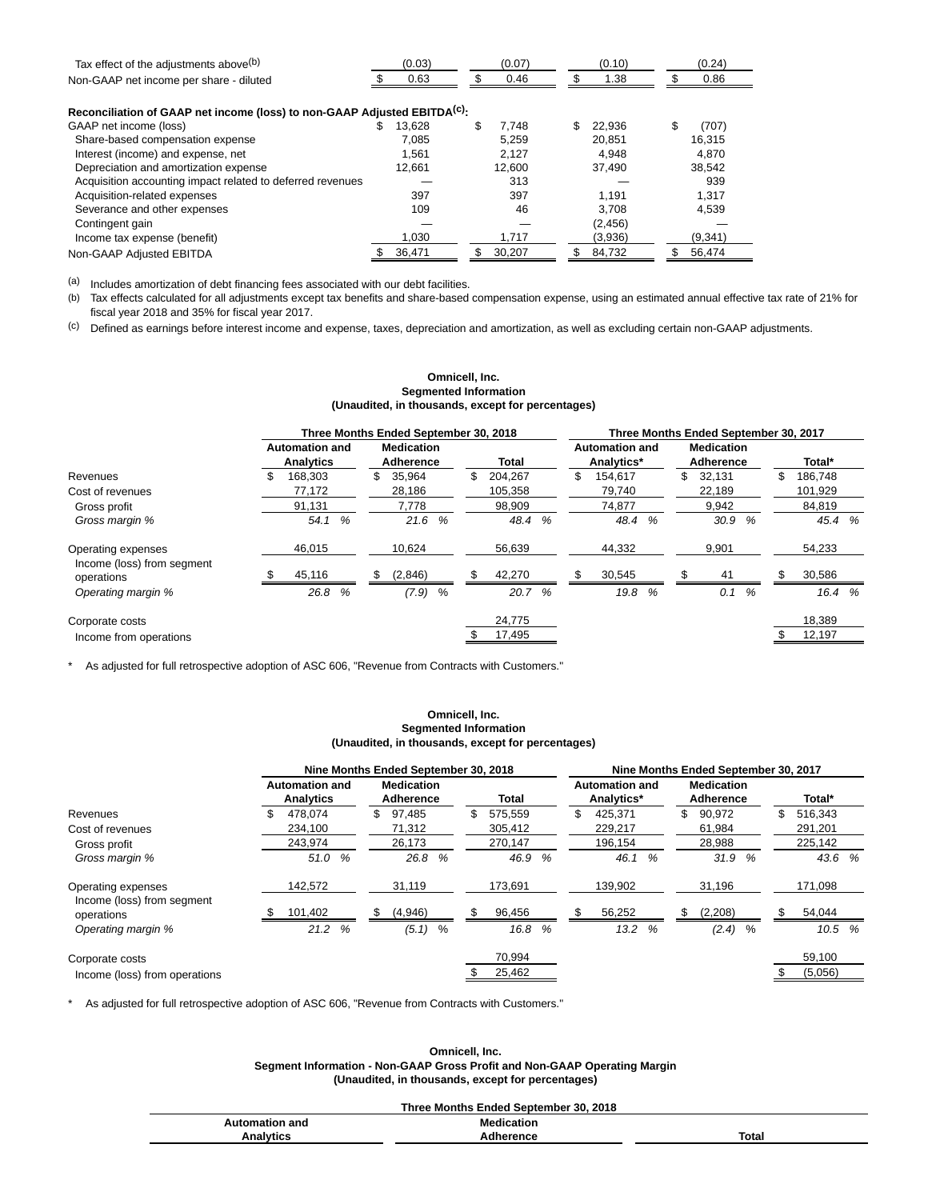| | | | | |
|---|---|---|---|---|
| Tax effect of the adjustments above[b] | (0.03) | (0.07) | (0.10) | (0.24) |
| Non-GAAP net income per share - diluted | $ 0.63 | $ 0.46 | $ 1.38 | $ 0.86 |

**Reconciliation of GAAP net income (loss) to non-GAAP Adjusted EBITDA[c]:**

| | | | | |
|---|---|---|---|---|
| GAAP net income (loss) | $ 13,628 | $ 7,748 | $ 22,936 | $ (707) |
| Share-based compensation expense | 7,085 | 5,259 | 20,851 | 16,315 |
| Interest (income) and expense, net | 1,561 | 2,127 | 4,948 | 4,870 |
| Depreciation and amortization expense | 12,661 | 12,600 | 37,490 | 38,542 |
| Acquisition accounting impact related to deferred revenues | — | 313 | — | 939 |
| Acquisition-related expenses | 397 | 397 | 1,191 | 1,317 |
| Severance and other expenses | 109 | 46 | 3,708 | 4,539 |
| Contingent gain | — | — | (2,456) | — |
| Income tax expense (benefit) | 1,030 | 1,717 | (3,936) | (9,341) |
| Non-GAAP Adjusted EBITDA | $ 36,471 | $ 30,207 | $ 84,732 | $ 56,474 |

(a) Includes amortization of debt financing fees associated with our debt facilities.

(b) Tax effects calculated for all adjustments except tax benefits and share-based compensation expense, using an estimated annual effective tax rate of 21% for fiscal year 2018 and 35% for fiscal year 2017.

(c) Defined as earnings before interest income and expense, taxes, depreciation and amortization, as well as excluding certain non-GAAP adjustments.

**Omnicell, Inc.**
**Segmented Information**
**(Unaudited, in thousands, except for percentages)**

| | Three Months Ended September 30, 2018 | | | Three Months Ended September 30, 2017 | | |
|---|---|---|---|---|---|---|
| | Automation and Analytics | Medication Adherence | Total | Automation and Analytics* | Medication Adherence | Total* |
| Revenues | $ 168,303 | $ 35,964 | $ 204,267 | $ 154,617 | $ 32,131 | $ 186,748 |
| Cost of revenues | 77,172 | 28,186 | 105,358 | 79,740 | 22,189 | 101,929 |
| Gross profit | 91,131 | 7,778 | 98,909 | 74,877 | 9,942 | 84,819 |
| *Gross margin %* | *54.1 %* | *21.6 %* | *48.4 %* | *48.4 %* | *30.9 %* | *45.4 %* |
| Operating expenses | 46,015 | 10,624 | 56,639 | 44,332 | 9,901 | 54,233 |
| Income (loss) from segment operations | $ 45,116 | $ (2,846) | $ 42,270 | $ 30,545 | $ 41 | $ 30,586 |
| *Operating margin %* | *26.8 %* | *(7.9) %* | *20.7 %* | *19.8 %* | *0.1 %* | *16.4 %* |
| Corporate costs | | | 24,775 | | | 18,389 |
| Income from operations | | | $ 17,495 | | | $ 12,197 |

\* As adjusted for full retrospective adoption of ASC 606, "Revenue from Contracts with Customers."

**Omnicell, Inc.**
**Segmented Information**
**(Unaudited, in thousands, except for percentages)**

| | Nine Months Ended September 30, 2018 | | | Nine Months Ended September 30, 2017 | | |
|---|---|---|---|---|---|---|
| | Automation and Analytics | Medication Adherence | Total | Automation and Analytics* | Medication Adherence | Total* |
| Revenues | $ 478,074 | $ 97,485 | $ 575,559 | $ 425,371 | $ 90,972 | $ 516,343 |
| Cost of revenues | 234,100 | 71,312 | 305,412 | 229,217 | 61,984 | 291,201 |
| Gross profit | 243,974 | 26,173 | 270,147 | 196,154 | 28,988 | 225,142 |
| *Gross margin %* | *51.0 %* | *26.8 %* | *46.9 %* | *46.1 %* | *31.9 %* | *43.6 %* |
| Operating expenses | 142,572 | 31,119 | 173,691 | 139,902 | 31,196 | 171,098 |
| Income (loss) from segment operations | $ 101,402 | $ (4,946) | $ 96,456 | $ 56,252 | $ (2,208) | $ 54,044 |
| *Operating margin %* | *21.2 %* | *(5.1) %* | *16.8 %* | *13.2 %* | *(2.4) %* | *10.5 %* |
| Corporate costs | | | 70,994 | | | 59,100 |
| Income (loss) from operations | | | $ 25,462 | | | $ (5,056) |

\* As adjusted for full retrospective adoption of ASC 606, "Revenue from Contracts with Customers."

**Omnicell, Inc.**
**Segment Information - Non-GAAP Gross Profit and Non-GAAP Operating Margin**
**(Unaudited, in thousands, except for percentages)**

| Three Months Ended September 30, 2018 | | |
|---|---|---|
| Automation and Analytics | Medication Adherence | Total |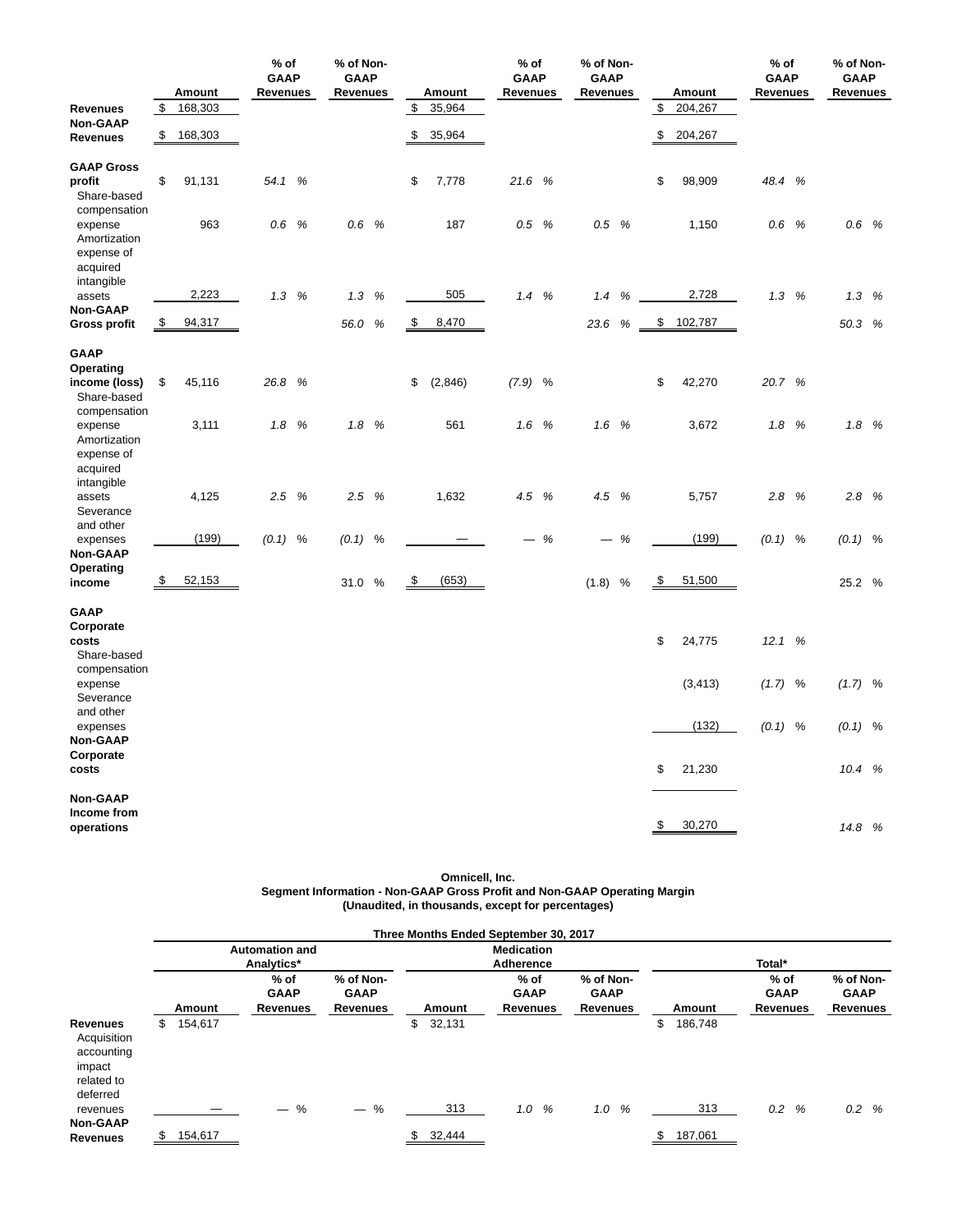| | Amount | % of GAAP Revenues | % of Non-GAAP Revenues | Amount | % of GAAP Revenues | % of Non-GAAP Revenues | Amount | % of GAAP Revenues | % of Non-GAAP Revenues |
|---|---|---|---|---|---|---|---|---|---|
| **Revenues** | $ 168,303 | | | $ 35,964 | | | $ 204,267 | | |
| **Non-GAAP Revenues** | $ 168,303 | | | $ 35,964 | | | $ 204,267 | | |
| **GAAP Gross profit** | $ 91,131 | 54.1 % | | $ 7,778 | 21.6 % | | $ 98,909 | 48.4 % | |
| Share-based compensation expense | 963 | 0.6 % | 0.6 % | 187 | 0.5 % | 0.5 % | 1,150 | 0.6 % | 0.6 % |
| Amortization expense of acquired intangible assets | 2,223 | 1.3 % | 1.3 % | 505 | 1.4 % | 1.4 % | 2,728 | 1.3 % | 1.3 % |
| **Non-GAAP Gross profit** | $ 94,317 | | 56.0 % | $ 8,470 | | 23.6 % | $ 102,787 | | 50.3 % |
| **GAAP Operating income (loss)** | $ 45,116 | 26.8 % | | $ (2,846) | (7.9) % | | $ 42,270 | 20.7 % | |
| Share-based compensation expense | 3,111 | 1.8 % | 1.8 % | 561 | 1.6 % | 1.6 % | 3,672 | 1.8 % | 1.8 % |
| Amortization expense of acquired intangible assets | 4,125 | 2.5 % | 2.5 % | 1,632 | 4.5 % | 4.5 % | 5,757 | 2.8 % | 2.8 % |
| Severance and other expenses | (199) | (0.1) % | (0.1) % | — | — % | — % | (199) | (0.1) % | (0.1) % |
| **Non-GAAP Operating income** | $ 52,153 | | 31.0 % | $ (653) | | (1.8) % | $ 51,500 | | 25.2 % |
| **GAAP Corporate costs** | | | | | | | $ 24,775 | 12.1 % | |
| Share-based compensation expense | | | | | | | (3,413) | (1.7) % | (1.7) % |
| Severance and other expenses | | | | | | | (132) | (0.1) % | (0.1) % |
| **Non-GAAP Corporate costs** | | | | | | | $ 21,230 | | 10.4 % |
| **Non-GAAP Income from operations** | | | | | | | $ 30,270 | | 14.8 % |

**Omnicell, Inc.**
**Segment Information - Non-GAAP Gross Profit and Non-GAAP Operating Margin**
**(Unaudited, in thousands, except for percentages)**

| | Three Months Ended September 30, 2017 | | | | | | | | |
|---|---|---|---|---|---|---|---|---|---|
| | Automation and Analytics* | | | Medication Adherence | | | Total* | | |
| | Amount | % of GAAP Revenues | % of Non-GAAP Revenues | Amount | % of GAAP Revenues | % of Non-GAAP Revenues | Amount | % of GAAP Revenues | % of Non-GAAP Revenues |
| **Revenues** | $ 154,617 | | | $ 32,131 | | | $ 186,748 | | |
| Acquisition accounting impact related to deferred revenues | — | — % | — % | 313 | 1.0 % | 1.0 % | 313 | 0.2 % | 0.2 % |
| **Non-GAAP Revenues** | $ 154,617 | | | $ 32,444 | | | $ 187,061 | | |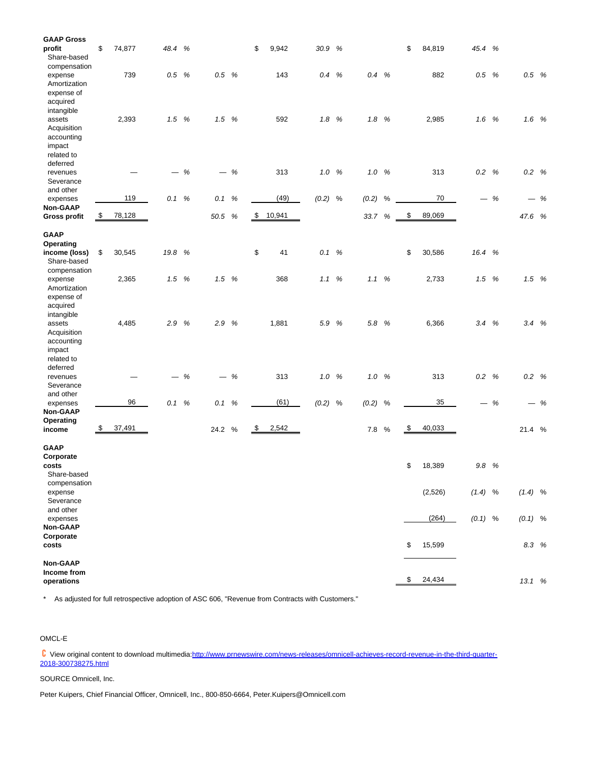| | | | | | | | | | |
|---|---|---|---|---|---|---|---|---|---|
| **GAAP Gross profit** | $ 74,877 | 48.4 % | | $ 9,942 | 30.9 % | | $ 84,819 | 45.4 % | |
| Share-based compensation expense | 739 | 0.5 % | 0.5 % | 143 | 0.4 % | 0.4 % | 882 | 0.5 % | 0.5 % |
| Amortization expense of acquired intangible assets | 2,393 | 1.5 % | 1.5 % | 592 | 1.8 % | 1.8 % | 2,985 | 1.6 % | 1.6 % |
| Acquisition accounting impact related to deferred revenues | — | — % | — % | 313 | 1.0 % | 1.0 % | 313 | 0.2 % | 0.2 % |
| Severance and other expenses | 119 | 0.1 % | 0.1 % | (49) | (0.2) % | (0.2) % | 70 | — % | — % |
| **Non-GAAP Gross profit** | $ 78,128 | | 50.5 % | $ 10,941 | | 33.7 % | $ 89,069 | | 47.6 % |
| | | | | | | | | | |
| **GAAP Operating income (loss)** | $ 30,545 | 19.8 % | | $ 41 | 0.1 % | | $ 30,586 | 16.4 % | |
| Share-based compensation expense | 2,365 | 1.5 % | 1.5 % | 368 | 1.1 % | 1.1 % | 2,733 | 1.5 % | 1.5 % |
| Amortization expense of acquired intangible assets | 4,485 | 2.9 % | 2.9 % | 1,881 | 5.9 % | 5.8 % | 6,366 | 3.4 % | 3.4 % |
| Acquisition accounting impact related to deferred revenues | — | — % | — % | 313 | 1.0 % | 1.0 % | 313 | 0.2 % | 0.2 % |
| Severance and other expenses | 96 | 0.1 % | 0.1 % | (61) | (0.2) % | (0.2) % | 35 | — % | — % |
| **Non-GAAP Operating income** | $ 37,491 | | 24.2 % | $ 2,542 | | 7.8 % | $ 40,033 | | 21.4 % |
| | | | | | | | | | |
| **GAAP Corporate costs** | | | | | | | $ 18,389 | 9.8 % | |
| Share-based compensation expense | | | | | | | (2,526) | (1.4) % | (1.4) % |
| Severance and other expenses | | | | | | | (264) | (0.1) % | (0.1) % |
| **Non-GAAP Corporate costs** | | | | | | | $ 15,599 | | 8.3 % |
| | | | | | | | | | |
| **Non-GAAP Income from operations** | | | | | | | $ 24,434 | | 13.1 % |

* As adjusted for full retrospective adoption of ASC 606, "Revenue from Contracts with Customers."

OMCL-E

View original content to download multimedia:http://www.prnewswire.com/news-releases/omnicell-achieves-record-revenue-in-the-third-quarter-2018-300738275.html

SOURCE Omnicell, Inc.

Peter Kuipers, Chief Financial Officer, Omnicell, Inc., 800-850-6664, Peter.Kuipers@Omnicell.com